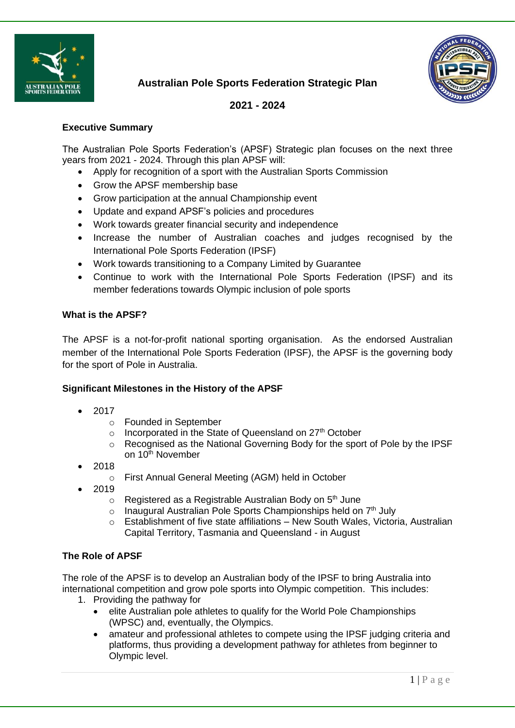# Australian Pole Sports Federation Strategic Plan

## 2021 - 2024

### Executive Summary

The Australian Pole Sports Federation's (APSF) Strategic plan focuses on the next three years from 2021 - 2024. Through this plan APSF will:

- Apply for recognition of a sport with the Australian Sports Commission
- Grow the APSF membership base
- Grow participation at the annual Championship event
- Update and expand APSF's policies and procedures
- Work towards greater financial security and independence
- Increase the number of Australian coaches and judges recognised by the International Pole Sports Federation (IPSF)
- Work towards transitioning to a Company Limited by Guarantee
- Continue to work with the International Pole Sports Federation (IPSF) and its member federations towards Olympic inclusion of pole sports

### What is the APSF?

The APSF is a not-for-profit national sporting organisation. As the endorsed Australian member of the International Pole Sports Federation (IPSF), the APSF is the governing body for the sport of Pole in Australia.

### Significant Milestones in the History of the APSF

- 2017
  - Founded in September
  - Incorporated in the State of Queensland on 27th October
  - Recognised as the National Governing Body for the sport of Pole by the IPSF on 10th November
- 2018
  - First Annual General Meeting (AGM) held in October
- 2019
  - Registered as a Registrable Australian Body on 5th June
  - Inaugural Australian Pole Sports Championships held on 7th July
  - Establishment of five state affiliations – New South Wales, Victoria, Australian Capital Territory, Tasmania and Queensland - in August

### The Role of APSF

The role of the APSF is to develop an Australian body of the IPSF to bring Australia into international competition and grow pole sports into Olympic competition. This includes:

1. Providing the pathway for
   - elite Australian pole athletes to qualify for the World Pole Championships (WPSC) and, eventually, the Olympics.
   - amateur and professional athletes to compete using the IPSF judging criteria and platforms, thus providing a development pathway for athletes from beginner to Olympic level.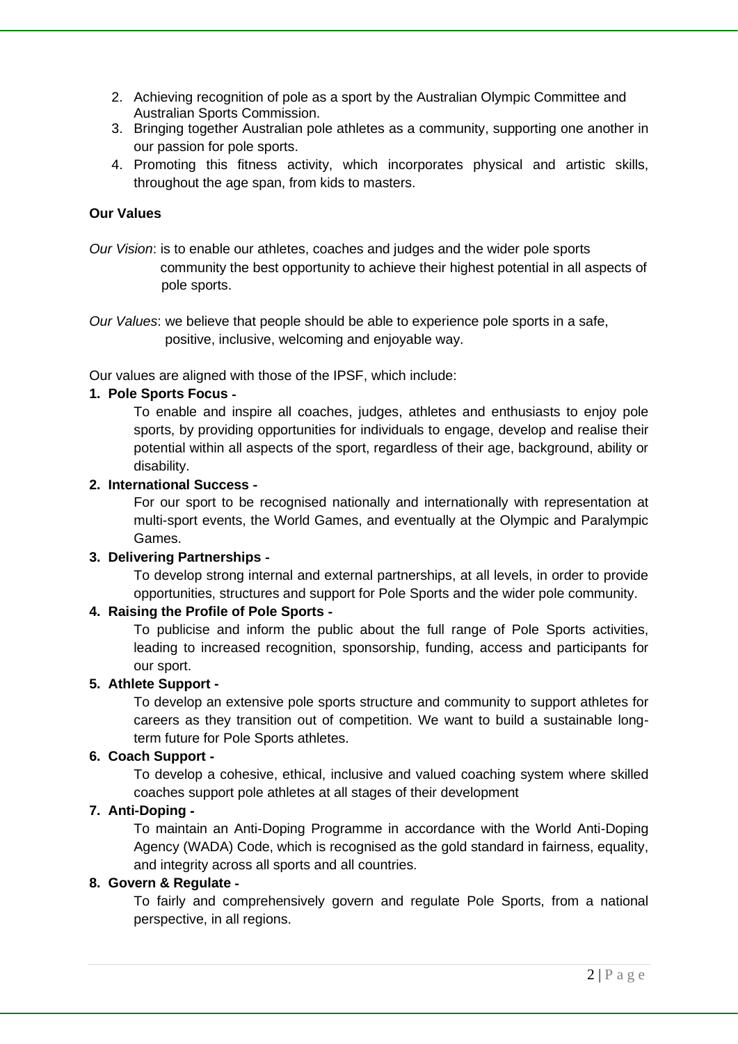2. Achieving recognition of pole as a sport by the Australian Olympic Committee and Australian Sports Commission.
3. Bringing together Australian pole athletes as a community, supporting one another in our passion for pole sports.
4. Promoting this fitness activity, which incorporates physical and artistic skills, throughout the age span, from kids to masters.

**Our Values**

*Our Vision*: is to enable our athletes, coaches and judges and the wider pole sports community the best opportunity to achieve their highest potential in all aspects of pole sports.

*Our Values*: we believe that people should be able to experience pole sports in a safe, positive, inclusive, welcoming and enjoyable way.

Our values are aligned with those of the IPSF, which include:

1. **Pole Sports Focus -**

   To enable and inspire all coaches, judges, athletes and enthusiasts to enjoy pole sports, by providing opportunities for individuals to engage, develop and realise their potential within all aspects of the sport, regardless of their age, background, ability or disability.

2. **International Success -**

   For our sport to be recognised nationally and internationally with representation at multi-sport events, the World Games, and eventually at the Olympic and Paralympic Games.

3. **Delivering Partnerships -**

   To develop strong internal and external partnerships, at all levels, in order to provide opportunities, structures and support for Pole Sports and the wider pole community.

4. **Raising the Profile of Pole Sports -**

   To publicise and inform the public about the full range of Pole Sports activities, leading to increased recognition, sponsorship, funding, access and participants for our sport.

5. **Athlete Support -**

   To develop an extensive pole sports structure and community to support athletes for careers as they transition out of competition. We want to build a sustainable long-term future for Pole Sports athletes.

6. **Coach Support -**

   To develop a cohesive, ethical, inclusive and valued coaching system where skilled coaches support pole athletes at all stages of their development

7. **Anti-Doping -**

   To maintain an Anti-Doping Programme in accordance with the World Anti-Doping Agency (WADA) Code, which is recognised as the gold standard in fairness, equality, and integrity across all sports and all countries.

8. **Govern & Regulate -**

   To fairly and comprehensively govern and regulate Pole Sports, from a national perspective, in all regions.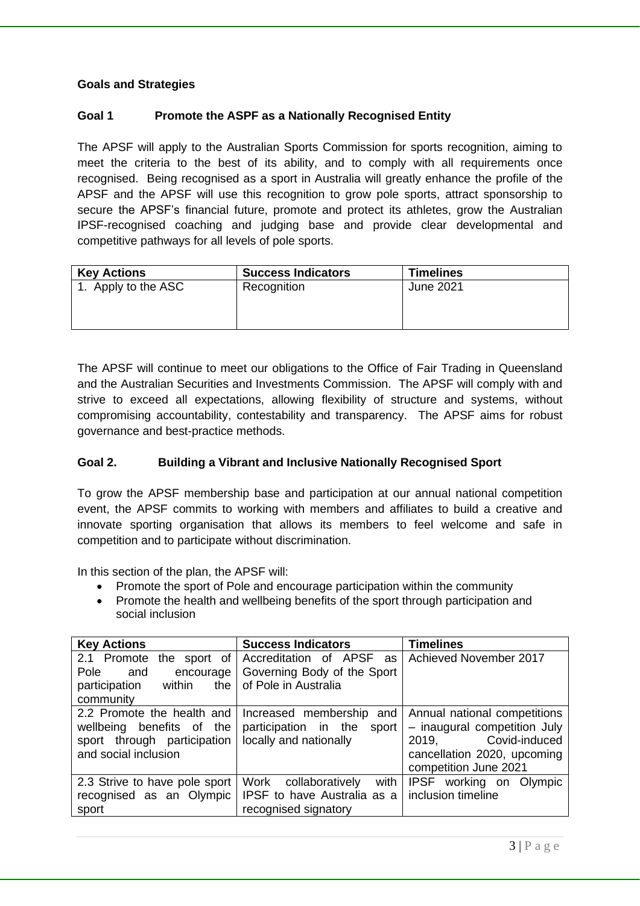## Goals and Strategies

### Goal 1 Promote the ASPF as a Nationally Recognised Entity

The APSF will apply to the Australian Sports Commission for sports recognition, aiming to meet the criteria to the best of its ability, and to comply with all requirements once recognised. Being recognised as a sport in Australia will greatly enhance the profile of the APSF and the APSF will use this recognition to grow pole sports, attract sponsorship to secure the APSF's financial future, promote and protect its athletes, grow the Australian IPSF-recognised coaching and judging base and provide clear developmental and competitive pathways for all levels of pole sports.

| Key Actions | Success Indicators | Timelines |
| --- | --- | --- |
| 1. Apply to the ASC | Recognition | June 2021 |

The APSF will continue to meet our obligations to the Office of Fair Trading in Queensland and the Australian Securities and Investments Commission. The APSF will comply with and strive to exceed all expectations, allowing flexibility of structure and systems, without compromising accountability, contestability and transparency. The APSF aims for robust governance and best-practice methods.

### Goal 2. Building a Vibrant and Inclusive Nationally Recognised Sport

To grow the APSF membership base and participation at our annual national competition event, the APSF commits to working with members and affiliates to build a creative and innovate sporting organisation that allows its members to feel welcome and safe in competition and to participate without discrimination.

In this section of the plan, the APSF will:

- Promote the sport of Pole and encourage participation within the community
- Promote the health and wellbeing benefits of the sport through participation and social inclusion

| Key Actions | Success Indicators | Timelines |
| --- | --- | --- |
| 2.1 Promote the sport of Pole and encourage participation within the community | Accreditation of APSF as Governing Body of the Sport of Pole in Australia | Achieved November 2017 |
| 2.2 Promote the health and wellbeing benefits of the sport through participation and social inclusion | Increased membership and participation in the sport locally and nationally | Annual national competitions – inaugural competition July 2019, Covid-induced cancellation 2020, upcoming competition June 2021 |
| 2.3 Strive to have pole sport recognised as an Olympic sport | Work collaboratively with IPSF to have Australia as a recognised signatory | IPSF working on Olympic inclusion timeline |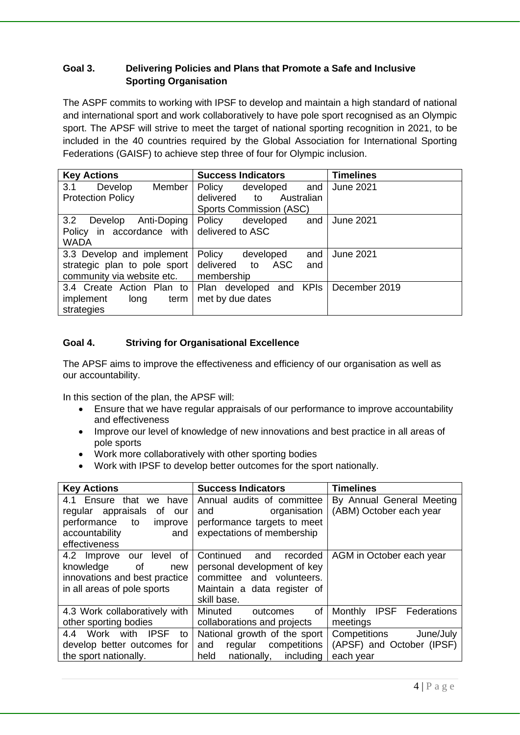### Goal 3. Delivering Policies and Plans that Promote a Safe and Inclusive Sporting Organisation

The ASPF commits to working with IPSF to develop and maintain a high standard of national and international sport and work collaboratively to have pole sport recognised as an Olympic sport. The APSF will strive to meet the target of national sporting recognition in 2021, to be included in the 40 countries required by the Global Association for International Sporting Federations (GAISF) to achieve step three of four for Olympic inclusion.

| Key Actions | Success Indicators | Timelines |
| --- | --- | --- |
| 3.1 Develop Member Protection Policy | Policy developed and delivered to Australian Sports Commission (ASC) | June 2021 |
| 3.2 Develop Anti-Doping Policy in accordance with WADA | Policy developed and delivered to ASC | June 2021 |
| 3.3 Develop and implement strategic plan to pole sport community via website etc. | Policy developed and delivered to ASC and membership | June 2021 |
| 3.4 Create Action Plan to implement long term strategies | Plan developed and KPIs met by due dates | December 2019 |

### Goal 4. Striving for Organisational Excellence

The APSF aims to improve the effectiveness and efficiency of our organisation as well as our accountability.

In this section of the plan, the APSF will:

- Ensure that we have regular appraisals of our performance to improve accountability and effectiveness
- Improve our level of knowledge of new innovations and best practice in all areas of pole sports
- Work more collaboratively with other sporting bodies
- Work with IPSF to develop better outcomes for the sport nationally.

| Key Actions | Success Indicators | Timelines |
| --- | --- | --- |
| 4.1 Ensure that we have regular appraisals of our performance to improve accountability and effectiveness | Annual audits of committee and organisation performance targets to meet expectations of membership | By Annual General Meeting (ABM) October each year |
| 4.2 Improve our level of knowledge of new innovations and best practice in all areas of pole sports | Continued and recorded personal development of key committee and volunteers. Maintain a data register of skill base. | AGM in October each year |
| 4.3 Work collaboratively with other sporting bodies | Minuted outcomes of collaborations and projects | Monthly IPSF Federations meetings |
| 4.4 Work with IPSF to develop better outcomes for the sport nationally. | National growth of the sport and regular competitions held nationally, including | Competitions June/July (APSF) and October (IPSF) each year |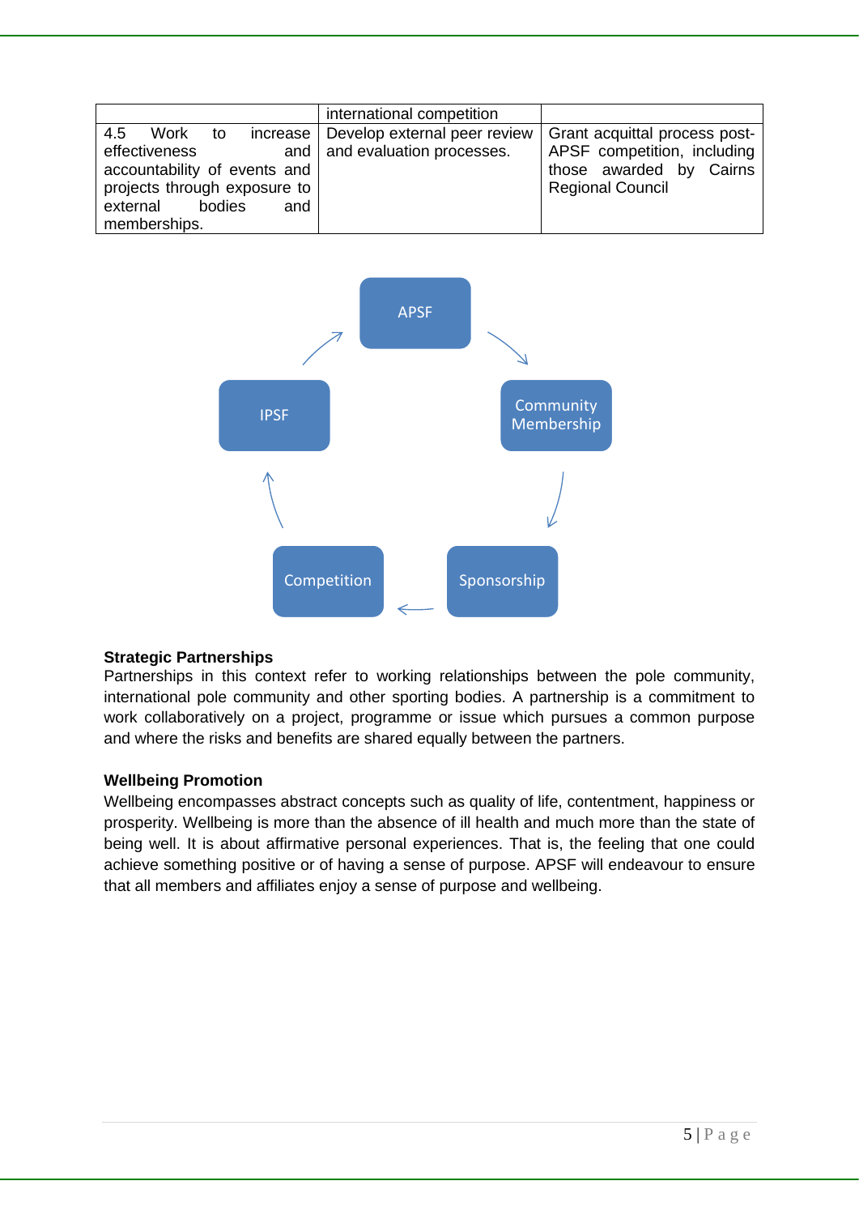| | international competition | |
|---|---|---|
| 4.5 Work to increase effectiveness and accountability of events and projects through exposure to external bodies and memberships. | Develop external peer review and evaluation processes. | Grant acquittal process post-APSF competition, including those awarded by Cairns Regional Council |

APSF → Community Membership → Sponsorship → Competition → IPSF → APSF

**Strategic Partnerships**

Partnerships in this context refer to working relationships between the pole community, international pole community and other sporting bodies. A partnership is a commitment to work collaboratively on a project, programme or issue which pursues a common purpose and where the risks and benefits are shared equally between the partners.

**Wellbeing Promotion**

Wellbeing encompasses abstract concepts such as quality of life, contentment, happiness or prosperity. Wellbeing is more than the absence of ill health and much more than the state of being well. It is about affirmative personal experiences. That is, the feeling that one could achieve something positive or of having a sense of purpose. APSF will endeavour to ensure that all members and affiliates enjoy a sense of purpose and wellbeing.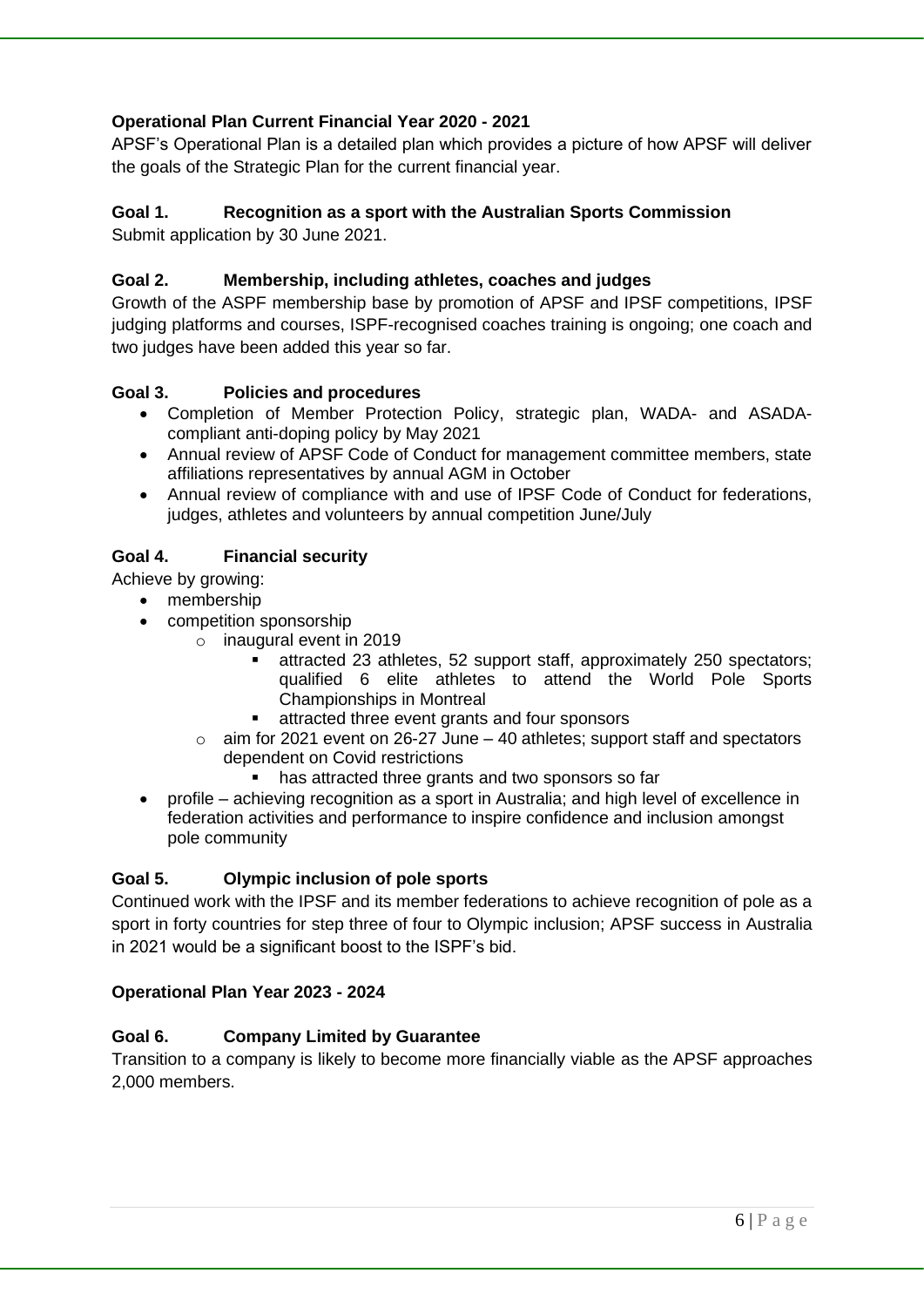**Operational Plan Current Financial Year 2020 - 2021**

APSF's Operational Plan is a detailed plan which provides a picture of how APSF will deliver the goals of the Strategic Plan for the current financial year.

**Goal 1. Recognition as a sport with the Australian Sports Commission**

Submit application by 30 June 2021.

**Goal 2. Membership, including athletes, coaches and judges**

Growth of the ASPF membership base by promotion of APSF and IPSF competitions, IPSF judging platforms and courses, ISPF-recognised coaches training is ongoing; one coach and two judges have been added this year so far.

**Goal 3. Policies and procedures**

- Completion of Member Protection Policy, strategic plan, WADA- and ASADA-compliant anti-doping policy by May 2021
- Annual review of APSF Code of Conduct for management committee members, state affiliations representatives by annual AGM in October
- Annual review of compliance with and use of IPSF Code of Conduct for federations, judges, athletes and volunteers by annual competition June/July

**Goal 4. Financial security**

Achieve by growing:

- membership
- competition sponsorship
  - inaugural event in 2019
    - attracted 23 athletes, 52 support staff, approximately 250 spectators; qualified 6 elite athletes to attend the World Pole Sports Championships in Montreal
    - attracted three event grants and four sponsors
  - aim for 2021 event on 26-27 June – 40 athletes; support staff and spectators dependent on Covid restrictions
    - has attracted three grants and two sponsors so far
- profile – achieving recognition as a sport in Australia; and high level of excellence in federation activities and performance to inspire confidence and inclusion amongst pole community

**Goal 5. Olympic inclusion of pole sports**

Continued work with the IPSF and its member federations to achieve recognition of pole as a sport in forty countries for step three of four to Olympic inclusion; APSF success in Australia in 2021 would be a significant boost to the ISPF's bid.

**Operational Plan Year 2023 - 2024**

**Goal 6. Company Limited by Guarantee**

Transition to a company is likely to become more financially viable as the APSF approaches 2,000 members.